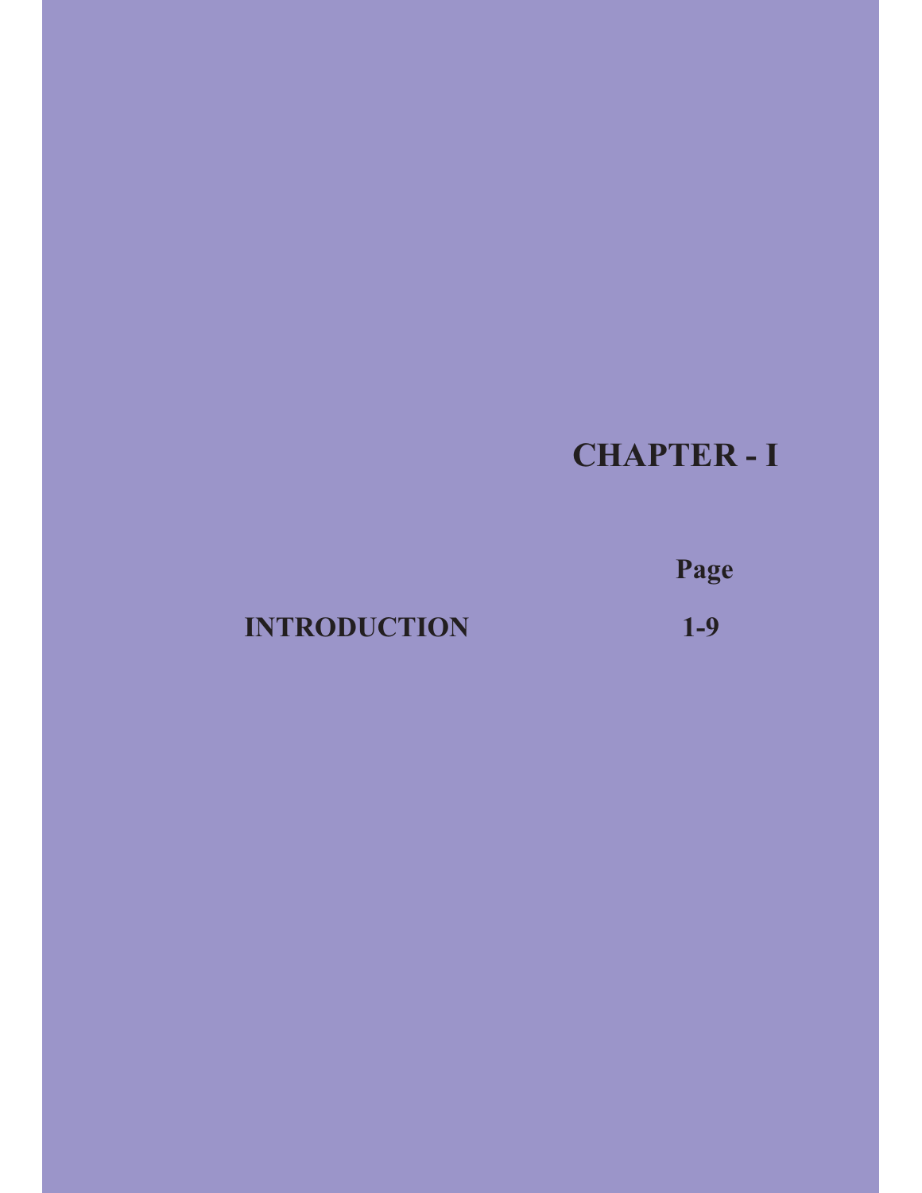# CHAPTER - I

| | Page |
|---|---|
| **INTRODUCTION** | **1-9** |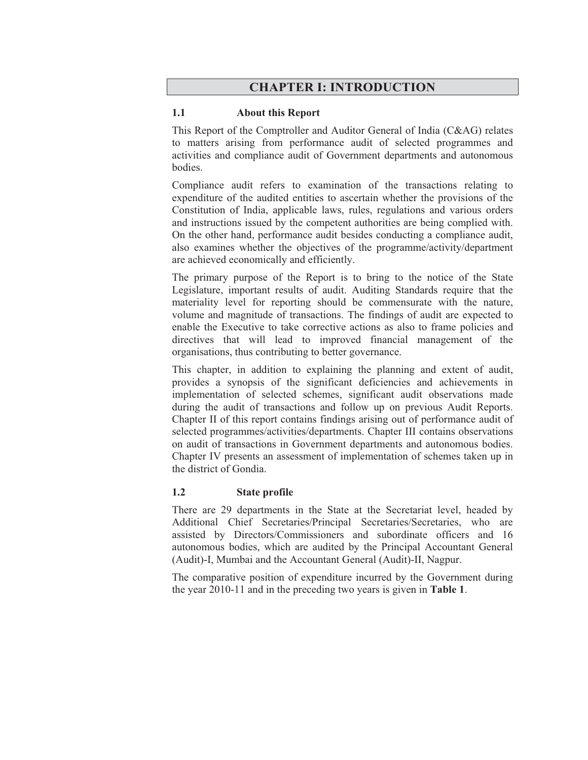# CHAPTER I: INTRODUCTION

## 1.1 About this Report

This Report of the Comptroller and Auditor General of India (C&AG) relates to matters arising from performance audit of selected programmes and activities and compliance audit of Government departments and autonomous bodies.

Compliance audit refers to examination of the transactions relating to expenditure of the audited entities to ascertain whether the provisions of the Constitution of India, applicable laws, rules, regulations and various orders and instructions issued by the competent authorities are being complied with. On the other hand, performance audit besides conducting a compliance audit, also examines whether the objectives of the programme/activity/department are achieved economically and efficiently.

The primary purpose of the Report is to bring to the notice of the State Legislature, important results of audit. Auditing Standards require that the materiality level for reporting should be commensurate with the nature, volume and magnitude of transactions. The findings of audit are expected to enable the Executive to take corrective actions as also to frame policies and directives that will lead to improved financial management of the organisations, thus contributing to better governance.

This chapter, in addition to explaining the planning and extent of audit, provides a synopsis of the significant deficiencies and achievements in implementation of selected schemes, significant audit observations made during the audit of transactions and follow up on previous Audit Reports. Chapter II of this report contains findings arising out of performance audit of selected programmes/activities/departments. Chapter III contains observations on audit of transactions in Government departments and autonomous bodies. Chapter IV presents an assessment of implementation of schemes taken up in the district of Gondia.

## 1.2 State profile

There are 29 departments in the State at the Secretariat level, headed by Additional Chief Secretaries/Principal Secretaries/Secretaries, who are assisted by Directors/Commissioners and subordinate officers and 16 autonomous bodies, which are audited by the Principal Accountant General (Audit)-I, Mumbai and the Accountant General (Audit)-II, Nagpur.

The comparative position of expenditure incurred by the Government during the year 2010-11 and in the preceding two years is given in **Table 1**.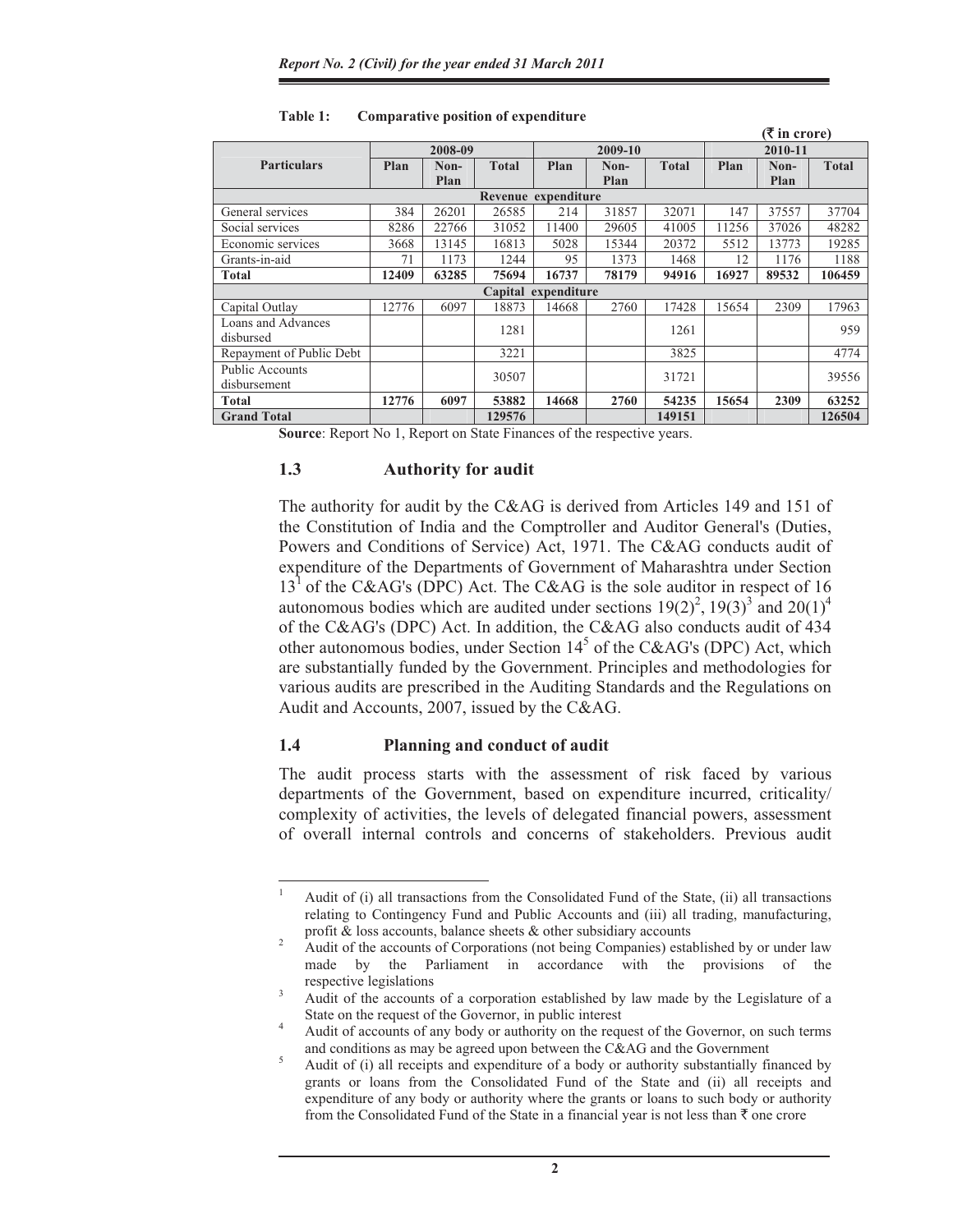**Table 1: Comparative position of expenditure**

(₹ in crore)

| Particulars | 2008-09 | | | 2009-10 | | | 2010-11 | | |
|---|---|---|---|---|---|---|---|---|---|
| | Plan | Non-Plan | Total | Plan | Non-Plan | Total | Plan | Non-Plan | Total |
| **Revenue expenditure** | | | | | | | | | |
| General services | 384 | 26201 | 26585 | 214 | 31857 | 32071 | 147 | 37557 | 37704 |
| Social services | 8286 | 22766 | 31052 | 11400 | 29605 | 41005 | 11256 | 37026 | 48282 |
| Economic services | 3668 | 13145 | 16813 | 5028 | 15344 | 20372 | 5512 | 13773 | 19285 |
| Grants-in-aid | 71 | 1173 | 1244 | 95 | 1373 | 1468 | 12 | 1176 | 1188 |
| **Total** | **12409** | **63285** | **75694** | **16737** | **78179** | **94916** | **16927** | **89532** | **106459** |
| **Capital expenditure** | | | | | | | | | |
| Capital Outlay | 12776 | 6097 | 18873 | 14668 | 2760 | 17428 | 15654 | 2309 | 17963 |
| Loans and Advances disbursed | | | 1281 | | | 1261 | | | 959 |
| Repayment of Public Debt | | | 3221 | | | 3825 | | | 4774 |
| Public Accounts disbursement | | | 30507 | | | 31721 | | | 39556 |
| **Total** | **12776** | **6097** | **53882** | **14668** | **2760** | **54235** | **15654** | **2309** | **63252** |
| **Grand Total** | | | **129576** | | | **149151** | | | **126504** |

**Source**: Report No 1, Report on State Finances of the respective years.

### 1.3 Authority for audit

The authority for audit by the C&AG is derived from Articles 149 and 151 of the Constitution of India and the Comptroller and Auditor General's (Duties, Powers and Conditions of Service) Act, 1971. The C&AG conducts audit of expenditure of the Departments of Government of Maharashtra under Section 13[1] of the C&AG's (DPC) Act. The C&AG is the sole auditor in respect of 16 autonomous bodies which are audited under sections 19(2)[2], 19(3)[3] and 20(1)[4] of the C&AG's (DPC) Act. In addition, the C&AG also conducts audit of 434 other autonomous bodies, under Section 14[5] of the C&AG's (DPC) Act, which are substantially funded by the Government. Principles and methodologies for various audits are prescribed in the Auditing Standards and the Regulations on Audit and Accounts, 2007, issued by the C&AG.

### 1.4 Planning and conduct of audit

The audit process starts with the assessment of risk faced by various departments of the Government, based on expenditure incurred, criticality/ complexity of activities, the levels of delegated financial powers, assessment of overall internal controls and concerns of stakeholders. Previous audit

---

[1] Audit of (i) all transactions from the Consolidated Fund of the State, (ii) all transactions relating to Contingency Fund and Public Accounts and (iii) all trading, manufacturing, profit & loss accounts, balance sheets & other subsidiary accounts

[2] Audit of the accounts of Corporations (not being Companies) established by or under law made by the Parliament in accordance with the provisions of the respective legislations

[3] Audit of the accounts of a corporation established by law made by the Legislature of a State on the request of the Governor, in public interest

[4] Audit of accounts of any body or authority on the request of the Governor, on such terms and conditions as may be agreed upon between the C&AG and the Government

[5] Audit of (i) all receipts and expenditure of a body or authority substantially financed by grants or loans from the Consolidated Fund of the State and (ii) all receipts and expenditure of any body or authority where the grants or loans to such body or authority from the Consolidated Fund of the State in a financial year is not less than ₹ one crore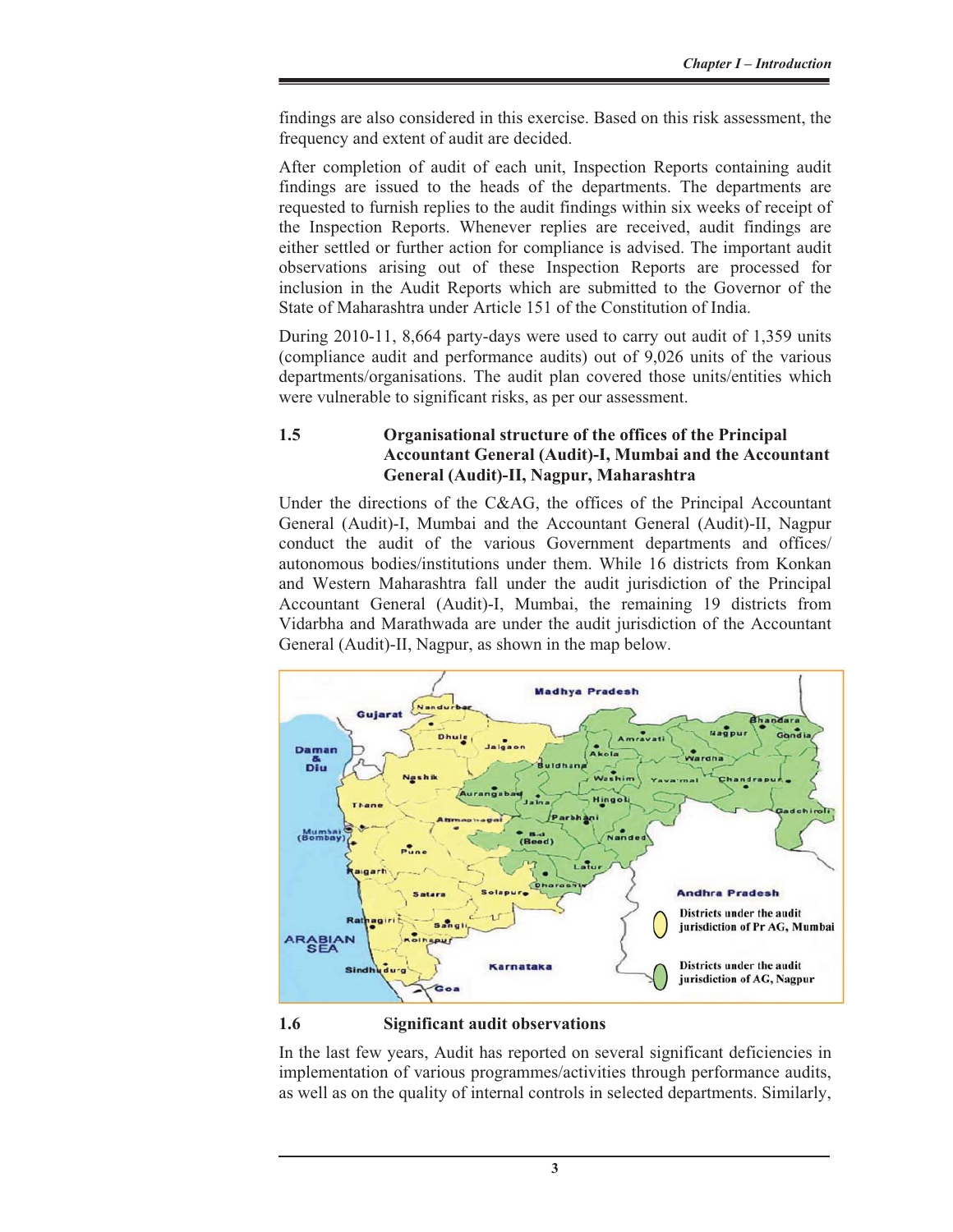findings are also considered in this exercise. Based on this risk assessment, the frequency and extent of audit are decided.

After completion of audit of each unit, Inspection Reports containing audit findings are issued to the heads of the departments. The departments are requested to furnish replies to the audit findings within six weeks of receipt of the Inspection Reports. Whenever replies are received, audit findings are either settled or further action for compliance is advised. The important audit observations arising out of these Inspection Reports are processed for inclusion in the Audit Reports which are submitted to the Governor of the State of Maharashtra under Article 151 of the Constitution of India.

During 2010-11, 8,664 party-days were used to carry out audit of 1,359 units (compliance audit and performance audits) out of 9,026 units of the various departments/organisations. The audit plan covered those units/entities which were vulnerable to significant risks, as per our assessment.

## 1.5 Organisational structure of the offices of the Principal Accountant General (Audit)-I, Mumbai and the Accountant General (Audit)-II, Nagpur, Maharashtra

Under the directions of the C&AG, the offices of the Principal Accountant General (Audit)-I, Mumbai and the Accountant General (Audit)-II, Nagpur conduct the audit of the various Government departments and offices/ autonomous bodies/institutions under them. While 16 districts from Konkan and Western Maharashtra fall under the audit jurisdiction of the Principal Accountant General (Audit)-I, Mumbai, the remaining 19 districts from Vidarbha and Marathwada are under the audit jurisdiction of the Accountant General (Audit)-II, Nagpur, as shown in the map below.

## 1.6 Significant audit observations

In the last few years, Audit has reported on several significant deficiencies in implementation of various programmes/activities through performance audits, as well as on the quality of internal controls in selected departments. Similarly,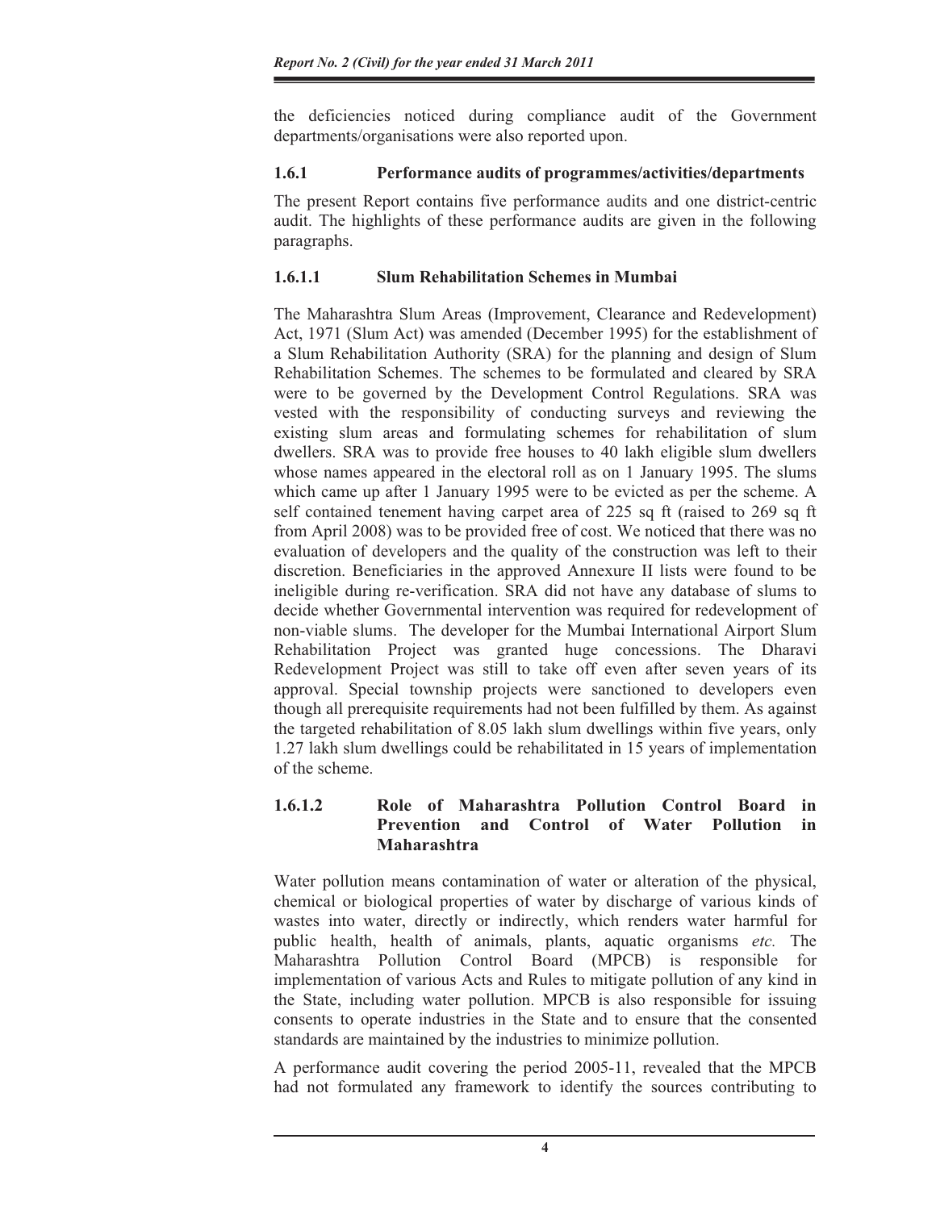the deficiencies noticed during compliance audit of the Government departments/organisations were also reported upon.

### 1.6.1 Performance audits of programmes/activities/departments

The present Report contains five performance audits and one district-centric audit. The highlights of these performance audits are given in the following paragraphs.

#### 1.6.1.1 Slum Rehabilitation Schemes in Mumbai

The Maharashtra Slum Areas (Improvement, Clearance and Redevelopment) Act, 1971 (Slum Act) was amended (December 1995) for the establishment of a Slum Rehabilitation Authority (SRA) for the planning and design of Slum Rehabilitation Schemes. The schemes to be formulated and cleared by SRA were to be governed by the Development Control Regulations. SRA was vested with the responsibility of conducting surveys and reviewing the existing slum areas and formulating schemes for rehabilitation of slum dwellers. SRA was to provide free houses to 40 lakh eligible slum dwellers whose names appeared in the electoral roll as on 1 January 1995. The slums which came up after 1 January 1995 were to be evicted as per the scheme. A self contained tenement having carpet area of 225 sq ft (raised to 269 sq ft from April 2008) was to be provided free of cost. We noticed that there was no evaluation of developers and the quality of the construction was left to their discretion. Beneficiaries in the approved Annexure II lists were found to be ineligible during re-verification. SRA did not have any database of slums to decide whether Governmental intervention was required for redevelopment of non-viable slums. The developer for the Mumbai International Airport Slum Rehabilitation Project was granted huge concessions. The Dharavi Redevelopment Project was still to take off even after seven years of its approval. Special township projects were sanctioned to developers even though all prerequisite requirements had not been fulfilled by them. As against the targeted rehabilitation of 8.05 lakh slum dwellings within five years, only 1.27 lakh slum dwellings could be rehabilitated in 15 years of implementation of the scheme.

#### 1.6.1.2 Role of Maharashtra Pollution Control Board in Prevention and Control of Water Pollution in Maharashtra

Water pollution means contamination of water or alteration of the physical, chemical or biological properties of water by discharge of various kinds of wastes into water, directly or indirectly, which renders water harmful for public health, health of animals, plants, aquatic organisms *etc.* The Maharashtra Pollution Control Board (MPCB) is responsible for implementation of various Acts and Rules to mitigate pollution of any kind in the State, including water pollution. MPCB is also responsible for issuing consents to operate industries in the State and to ensure that the consented standards are maintained by the industries to minimize pollution.

A performance audit covering the period 2005-11, revealed that the MPCB had not formulated any framework to identify the sources contributing to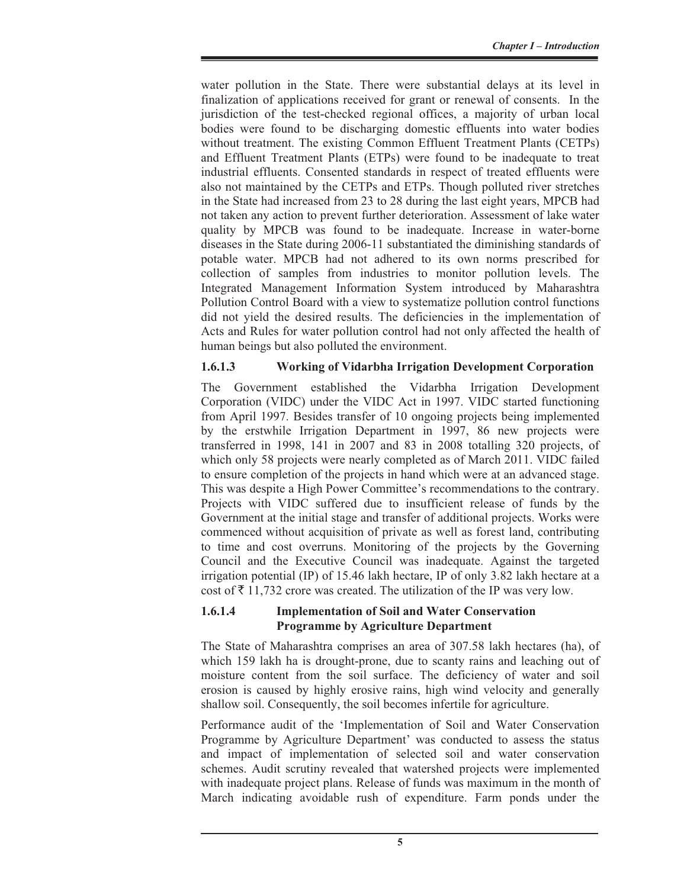water pollution in the State. There were substantial delays at its level in finalization of applications received for grant or renewal of consents. In the jurisdiction of the test-checked regional offices, a majority of urban local bodies were found to be discharging domestic effluents into water bodies without treatment. The existing Common Effluent Treatment Plants (CETPs) and Effluent Treatment Plants (ETPs) were found to be inadequate to treat industrial effluents. Consented standards in respect of treated effluents were also not maintained by the CETPs and ETPs. Though polluted river stretches in the State had increased from 23 to 28 during the last eight years, MPCB had not taken any action to prevent further deterioration. Assessment of lake water quality by MPCB was found to be inadequate. Increase in water-borne diseases in the State during 2006-11 substantiated the diminishing standards of potable water. MPCB had not adhered to its own norms prescribed for collection of samples from industries to monitor pollution levels. The Integrated Management Information System introduced by Maharashtra Pollution Control Board with a view to systematize pollution control functions did not yield the desired results. The deficiencies in the implementation of Acts and Rules for water pollution control had not only affected the health of human beings but also polluted the environment.

#### 1.6.1.3 Working of Vidarbha Irrigation Development Corporation

The Government established the Vidarbha Irrigation Development Corporation (VIDC) under the VIDC Act in 1997. VIDC started functioning from April 1997. Besides transfer of 10 ongoing projects being implemented by the erstwhile Irrigation Department in 1997, 86 new projects were transferred in 1998, 141 in 2007 and 83 in 2008 totalling 320 projects, of which only 58 projects were nearly completed as of March 2011. VIDC failed to ensure completion of the projects in hand which were at an advanced stage. This was despite a High Power Committee's recommendations to the contrary. Projects with VIDC suffered due to insufficient release of funds by the Government at the initial stage and transfer of additional projects. Works were commenced without acquisition of private as well as forest land, contributing to time and cost overruns. Monitoring of the projects by the Governing Council and the Executive Council was inadequate. Against the targeted irrigation potential (IP) of 15.46 lakh hectare, IP of only 3.82 lakh hectare at a cost of ₹ 11,732 crore was created. The utilization of the IP was very low.

#### 1.6.1.4 Implementation of Soil and Water Conservation Programme by Agriculture Department

The State of Maharashtra comprises an area of 307.58 lakh hectares (ha), of which 159 lakh ha is drought-prone, due to scanty rains and leaching out of moisture content from the soil surface. The deficiency of water and soil erosion is caused by highly erosive rains, high wind velocity and generally shallow soil. Consequently, the soil becomes infertile for agriculture.

Performance audit of the 'Implementation of Soil and Water Conservation Programme by Agriculture Department' was conducted to assess the status and impact of implementation of selected soil and water conservation schemes. Audit scrutiny revealed that watershed projects were implemented with inadequate project plans. Release of funds was maximum in the month of March indicating avoidable rush of expenditure. Farm ponds under the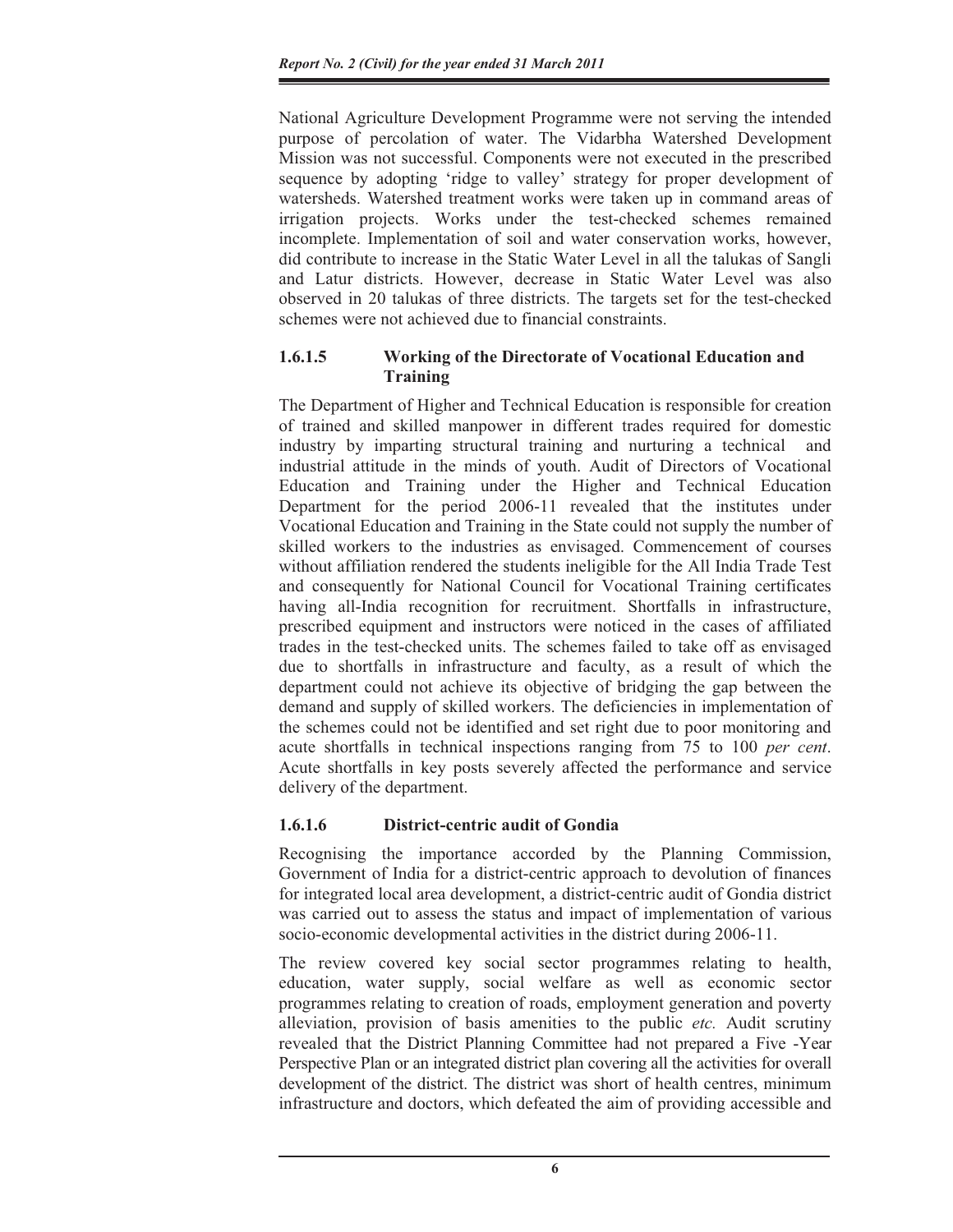National Agriculture Development Programme were not serving the intended purpose of percolation of water. The Vidarbha Watershed Development Mission was not successful. Components were not executed in the prescribed sequence by adopting 'ridge to valley' strategy for proper development of watersheds. Watershed treatment works were taken up in command areas of irrigation projects. Works under the test-checked schemes remained incomplete. Implementation of soil and water conservation works, however, did contribute to increase in the Static Water Level in all the talukas of Sangli and Latur districts. However, decrease in Static Water Level was also observed in 20 talukas of three districts. The targets set for the test-checked schemes were not achieved due to financial constraints.

#### 1.6.1.5 Working of the Directorate of Vocational Education and Training

The Department of Higher and Technical Education is responsible for creation of trained and skilled manpower in different trades required for domestic industry by imparting structural training and nurturing a technical and industrial attitude in the minds of youth. Audit of Directors of Vocational Education and Training under the Higher and Technical Education Department for the period 2006-11 revealed that the institutes under Vocational Education and Training in the State could not supply the number of skilled workers to the industries as envisaged. Commencement of courses without affiliation rendered the students ineligible for the All India Trade Test and consequently for National Council for Vocational Training certificates having all-India recognition for recruitment. Shortfalls in infrastructure, prescribed equipment and instructors were noticed in the cases of affiliated trades in the test-checked units. The schemes failed to take off as envisaged due to shortfalls in infrastructure and faculty, as a result of which the department could not achieve its objective of bridging the gap between the demand and supply of skilled workers. The deficiencies in implementation of the schemes could not be identified and set right due to poor monitoring and acute shortfalls in technical inspections ranging from 75 to 100 *per cent*. Acute shortfalls in key posts severely affected the performance and service delivery of the department.

#### 1.6.1.6 District-centric audit of Gondia

Recognising the importance accorded by the Planning Commission, Government of India for a district-centric approach to devolution of finances for integrated local area development, a district-centric audit of Gondia district was carried out to assess the status and impact of implementation of various socio-economic developmental activities in the district during 2006-11.

The review covered key social sector programmes relating to health, education, water supply, social welfare as well as economic sector programmes relating to creation of roads, employment generation and poverty alleviation, provision of basis amenities to the public *etc.* Audit scrutiny revealed that the District Planning Committee had not prepared a Five -Year Perspective Plan or an integrated district plan covering all the activities for overall development of the district. The district was short of health centres, minimum infrastructure and doctors, which defeated the aim of providing accessible and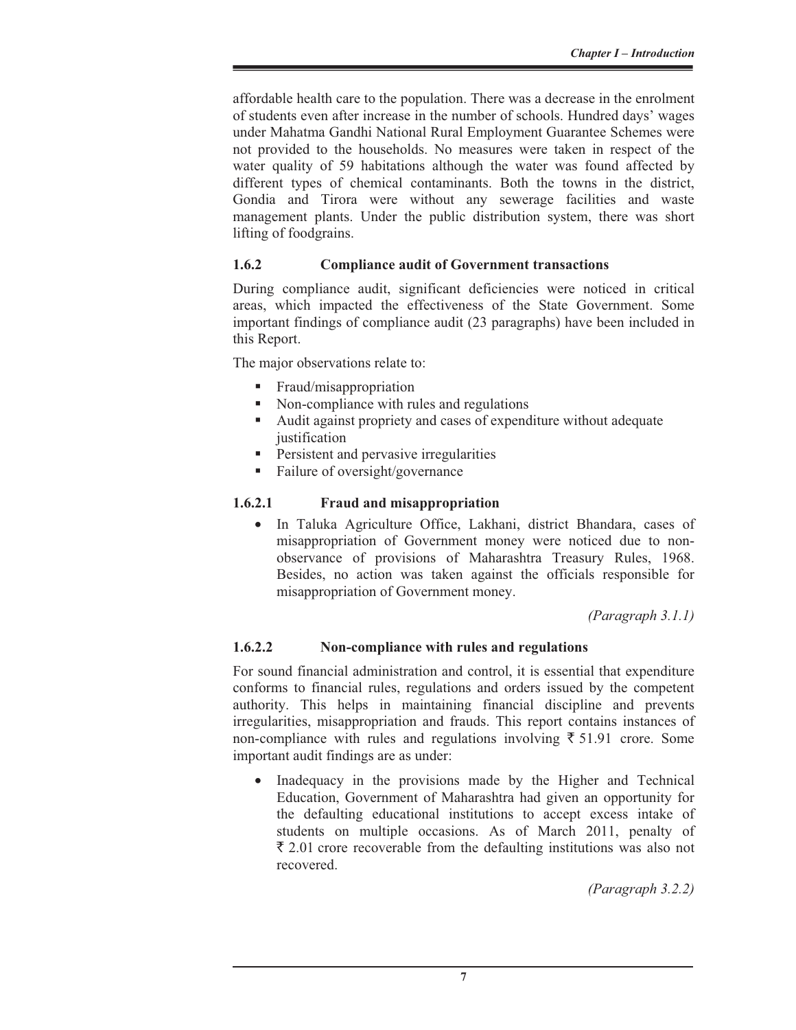affordable health care to the population. There was a decrease in the enrolment of students even after increase in the number of schools. Hundred days' wages under Mahatma Gandhi National Rural Employment Guarantee Schemes were not provided to the households. No measures were taken in respect of the water quality of 59 habitations although the water was found affected by different types of chemical contaminants. Both the towns in the district, Gondia and Tirora were without any sewerage facilities and waste management plants. Under the public distribution system, there was short lifting of foodgrains.

### 1.6.2 Compliance audit of Government transactions

During compliance audit, significant deficiencies were noticed in critical areas, which impacted the effectiveness of the State Government. Some important findings of compliance audit (23 paragraphs) have been included in this Report.

The major observations relate to:

- Fraud/misappropriation
- Non-compliance with rules and regulations
- Audit against propriety and cases of expenditure without adequate justification
- Persistent and pervasive irregularities
- Failure of oversight/governance

#### 1.6.2.1 Fraud and misappropriation

- In Taluka Agriculture Office, Lakhani, district Bhandara, cases of misappropriation of Government money were noticed due to non-observance of provisions of Maharashtra Treasury Rules, 1968. Besides, no action was taken against the officials responsible for misappropriation of Government money.

*(Paragraph 3.1.1)*

#### 1.6.2.2 Non-compliance with rules and regulations

For sound financial administration and control, it is essential that expenditure conforms to financial rules, regulations and orders issued by the competent authority. This helps in maintaining financial discipline and prevents irregularities, misappropriation and frauds. This report contains instances of non-compliance with rules and regulations involving ₹ 51.91 crore. Some important audit findings are as under:

- Inadequacy in the provisions made by the Higher and Technical Education, Government of Maharashtra had given an opportunity for the defaulting educational institutions to accept excess intake of students on multiple occasions. As of March 2011, penalty of ₹ 2.01 crore recoverable from the defaulting institutions was also not recovered.

*(Paragraph 3.2.2)*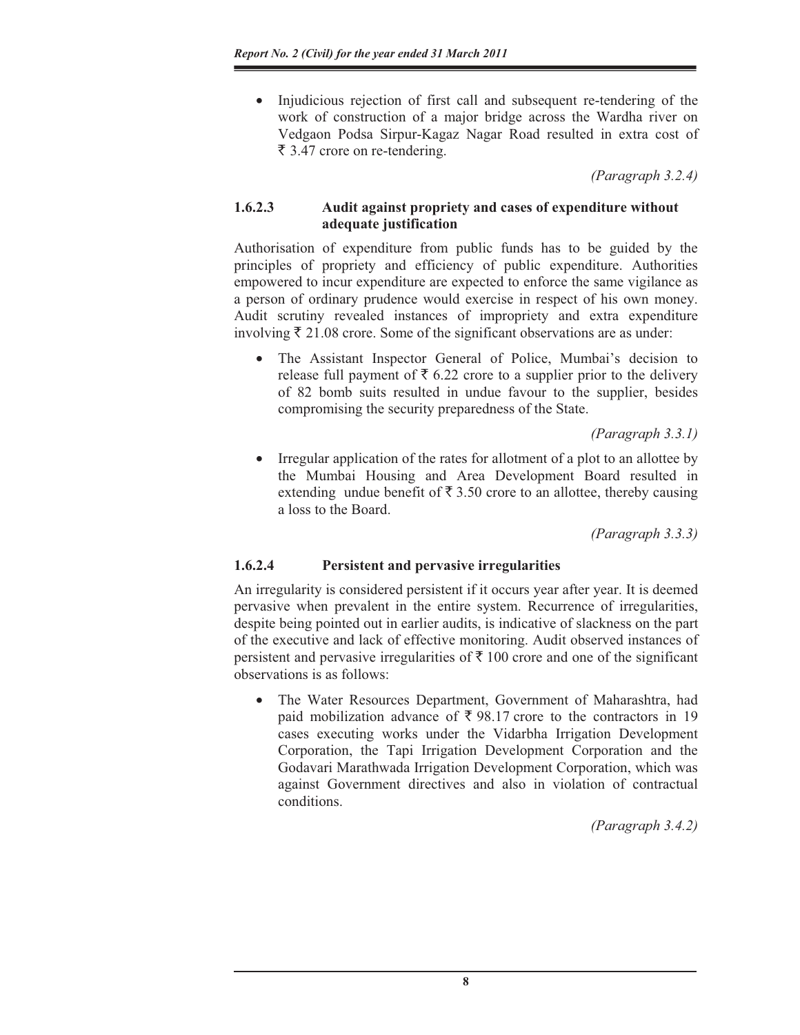- Injudicious rejection of first call and subsequent re-tendering of the work of construction of a major bridge across the Wardha river on Vedgaon Podsa Sirpur-Kagaz Nagar Road resulted in extra cost of ₹ 3.47 crore on re-tendering.

*(Paragraph 3.2.4)*

#### 1.6.2.3 Audit against propriety and cases of expenditure without adequate justification

Authorisation of expenditure from public funds has to be guided by the principles of propriety and efficiency of public expenditure. Authorities empowered to incur expenditure are expected to enforce the same vigilance as a person of ordinary prudence would exercise in respect of his own money. Audit scrutiny revealed instances of impropriety and extra expenditure involving ₹ 21.08 crore. Some of the significant observations are as under:

- The Assistant Inspector General of Police, Mumbai's decision to release full payment of ₹ 6.22 crore to a supplier prior to the delivery of 82 bomb suits resulted in undue favour to the supplier, besides compromising the security preparedness of the State.

*(Paragraph 3.3.1)*

- Irregular application of the rates for allotment of a plot to an allottee by the Mumbai Housing and Area Development Board resulted in extending undue benefit of ₹ 3.50 crore to an allottee, thereby causing a loss to the Board.

*(Paragraph 3.3.3)*

#### 1.6.2.4 Persistent and pervasive irregularities

An irregularity is considered persistent if it occurs year after year. It is deemed pervasive when prevalent in the entire system. Recurrence of irregularities, despite being pointed out in earlier audits, is indicative of slackness on the part of the executive and lack of effective monitoring. Audit observed instances of persistent and pervasive irregularities of ₹ 100 crore and one of the significant observations is as follows:

- The Water Resources Department, Government of Maharashtra, had paid mobilization advance of ₹ 98.17 crore to the contractors in 19 cases executing works under the Vidarbha Irrigation Development Corporation, the Tapi Irrigation Development Corporation and the Godavari Marathwada Irrigation Development Corporation, which was against Government directives and also in violation of contractual conditions.

*(Paragraph 3.4.2)*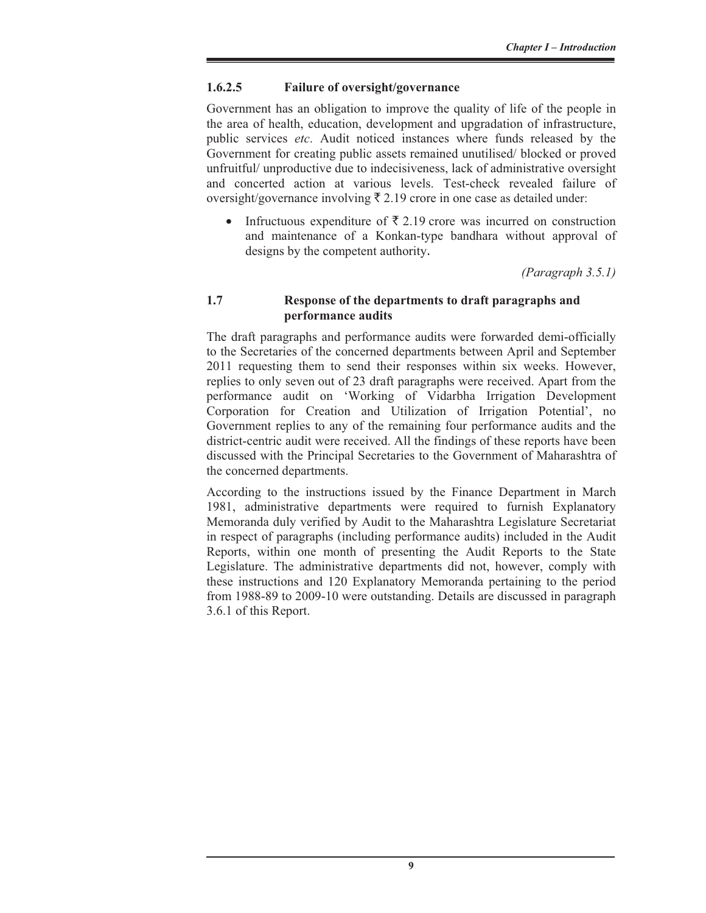### 1.6.2.5 Failure of oversight/governance

Government has an obligation to improve the quality of life of the people in the area of health, education, development and upgradation of infrastructure, public services *etc*. Audit noticed instances where funds released by the Government for creating public assets remained unutilised/ blocked or proved unfruitful/ unproductive due to indecisiveness, lack of administrative oversight and concerted action at various levels. Test-check revealed failure of oversight/governance involving ₹ 2.19 crore in one case as detailed under:

- Infructuous expenditure of ₹ 2.19 crore was incurred on construction and maintenance of a Konkan-type bandhara without approval of designs by the competent authority.

*(Paragraph 3.5.1)*

## 1.7 Response of the departments to draft paragraphs and performance audits

The draft paragraphs and performance audits were forwarded demi-officially to the Secretaries of the concerned departments between April and September 2011 requesting them to send their responses within six weeks. However, replies to only seven out of 23 draft paragraphs were received. Apart from the performance audit on 'Working of Vidarbha Irrigation Development Corporation for Creation and Utilization of Irrigation Potential', no Government replies to any of the remaining four performance audits and the district-centric audit were received. All the findings of these reports have been discussed with the Principal Secretaries to the Government of Maharashtra of the concerned departments.

According to the instructions issued by the Finance Department in March 1981, administrative departments were required to furnish Explanatory Memoranda duly verified by Audit to the Maharashtra Legislature Secretariat in respect of paragraphs (including performance audits) included in the Audit Reports, within one month of presenting the Audit Reports to the State Legislature. The administrative departments did not, however, comply with these instructions and 120 Explanatory Memoranda pertaining to the period from 1988-89 to 2009-10 were outstanding. Details are discussed in paragraph 3.6.1 of this Report.